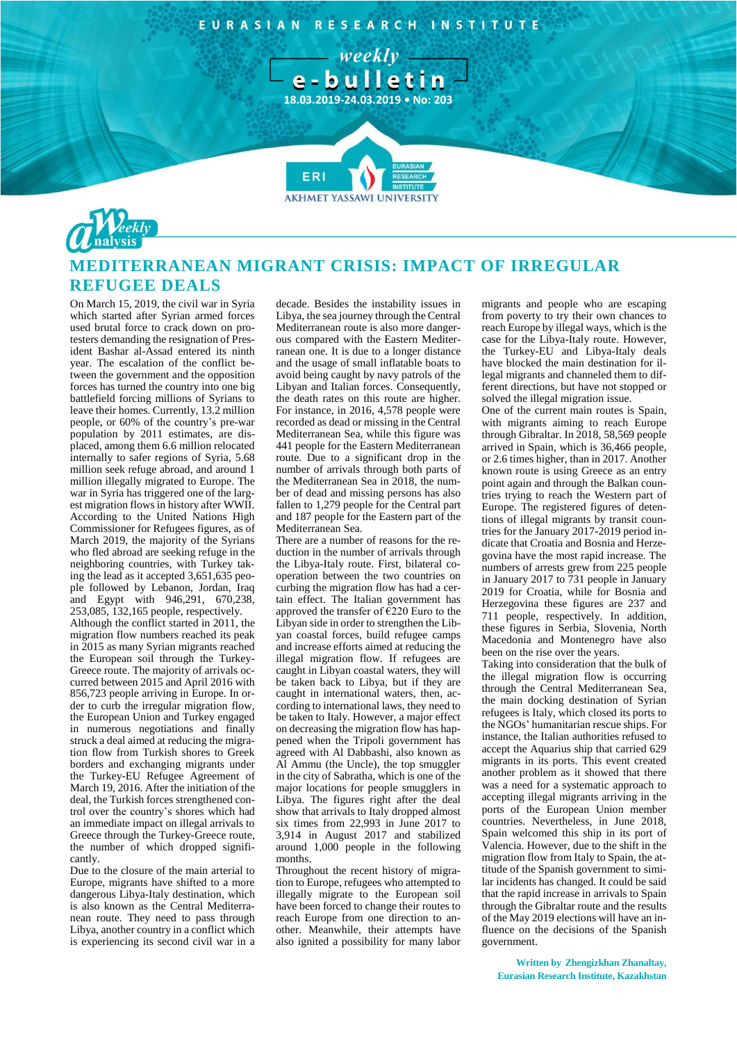# MEDITERRANEAN MIGRANT CRISIS: IMPACT OF IRREGULAR REFUGEE DEALS

On March 15, 2019, the civil war in Syria which started after Syrian armed forces used brutal force to crack down on protesters demanding the resignation of President Bashar al-Assad entered its ninth year. The escalation of the conflict between the government and the opposition forces has turned the country into one big battlefield forcing millions of Syrians to leave their homes. Currently, 13.2 million people, or 60% of the country's pre-war population by 2011 estimates, are displaced, among them 6.6 million relocated internally to safer regions of Syria, 5.68 million seek refuge abroad, and around 1 million illegally migrated to Europe. The war in Syria has triggered one of the largest migration flows in history after WWII. According to the United Nations High Commissioner for Refugees figures, as of March 2019, the majority of the Syrians who fled abroad are seeking refuge in the neighboring countries, with Turkey taking the lead as it accepted 3,651,635 people followed by Lebanon, Jordan, Iraq and Egypt with 946,291, 670,238, 253,085, 132,165 people, respectively.

Although the conflict started in 2011, the migration flow numbers reached its peak in 2015 as many Syrian migrants reached the European soil through the Turkey-Greece route. The majority of arrivals occurred between 2015 and April 2016 with 856,723 people arriving in Europe. In order to curb the irregular migration flow, the European Union and Turkey engaged in numerous negotiations and finally struck a deal aimed at reducing the migration flow from Turkish shores to Greek borders and exchanging migrants under the Turkey-EU Refugee Agreement of March 19, 2016. After the initiation of the deal, the Turkish forces strengthened control over the country's shores which had an immediate impact on illegal arrivals to Greece through the Turkey-Greece route, the number of which dropped significantly.

Due to the closure of the main arterial to Europe, migrants have shifted to a more dangerous Libya-Italy destination, which is also known as the Central Mediterranean route. They need to pass through Libya, another country in a conflict which is experiencing its second civil war in a decade. Besides the instability issues in Libya, the sea journey through the Central Mediterranean route is also more dangerous compared with the Eastern Mediterranean one. It is due to a longer distance and the usage of small inflatable boats to avoid being caught by navy patrols of the Libyan and Italian forces. Consequently, the death rates on this route are higher. For instance, in 2016, 4,578 people were recorded as dead or missing in the Central Mediterranean Sea, while this figure was 441 people for the Eastern Mediterranean route. Due to a significant drop in the number of arrivals through both parts of the Mediterranean Sea in 2018, the number of dead and missing persons has also fallen to 1,279 people for the Central part and 187 people for the Eastern part of the Mediterranean Sea.

There are a number of reasons for the reduction in the number of arrivals through the Libya-Italy route. First, bilateral cooperation between the two countries on curbing the migration flow has had a certain effect. The Italian government has approved the transfer of €220 Euro to the Libyan side in order to strengthen the Libyan coastal forces, build refugee camps and increase efforts aimed at reducing the illegal migration flow. If refugees are caught in Libyan coastal waters, they will be taken back to Libya, but if they are caught in international waters, then, according to international laws, they need to be taken to Italy. However, a major effect on decreasing the migration flow has happened when the Tripoli government has agreed with Al Dabbashi, also known as Al Ammu (the Uncle), the top smuggler in the city of Sabratha, which is one of the major locations for people smugglers in Libya. The figures right after the deal show that arrivals to Italy dropped almost six times from 22,993 in June 2017 to 3,914 in August 2017 and stabilized around 1,000 people in the following months.

Throughout the recent history of migration to Europe, refugees who attempted to illegally migrate to the European soil have been forced to change their routes to reach Europe from one direction to another. Meanwhile, their attempts have also ignited a possibility for many labor migrants and people who are escaping from poverty to try their own chances to reach Europe by illegal ways, which is the case for the Libya-Italy route. However, the Turkey-EU and Libya-Italy deals have blocked the main destination for illegal migrants and channeled them to different directions, but have not stopped or solved the illegal migration issue.

One of the current main routes is Spain, with migrants aiming to reach Europe through Gibraltar. In 2018, 58,569 people arrived in Spain, which is 36,466 people, or 2.6 times higher, than in 2017. Another known route is using Greece as an entry point again and through the Balkan countries trying to reach the Western part of Europe. The registered figures of detentions of illegal migrants by transit countries for the January 2017-2019 period indicate that Croatia and Bosnia and Herzegovina have the most rapid increase. The numbers of arrests grew from 225 people in January 2017 to 731 people in January 2019 for Croatia, while for Bosnia and Herzegovina these figures are 237 and 711 people, respectively. In addition, these figures in Serbia, Slovenia, North Macedonia and Montenegro have also been on the rise over the years.

Taking into consideration that the bulk of the illegal migration flow is occurring through the Central Mediterranean Sea, the main docking destination of Syrian refugees is Italy, which closed its ports to the NGOs' humanitarian rescue ships. For instance, the Italian authorities refused to accept the Aquarius ship that carried 629 migrants in its ports. This event created another problem as it showed that there was a need for a systematic approach to accepting illegal migrants arriving in the ports of the European Union member countries. Nevertheless, in June 2018, Spain welcomed this ship in its port of Valencia. However, due to the shift in the migration flow from Italy to Spain, the attitude of the Spanish government to similar incidents has changed. It could be said that the rapid increase in arrivals to Spain through the Gibraltar route and the results of the May 2019 elections will have an influence on the decisions of the Spanish government.

**Written by Zhengizkhan Zhanaltay,**
**Eurasian Research Institute, Kazakhstan**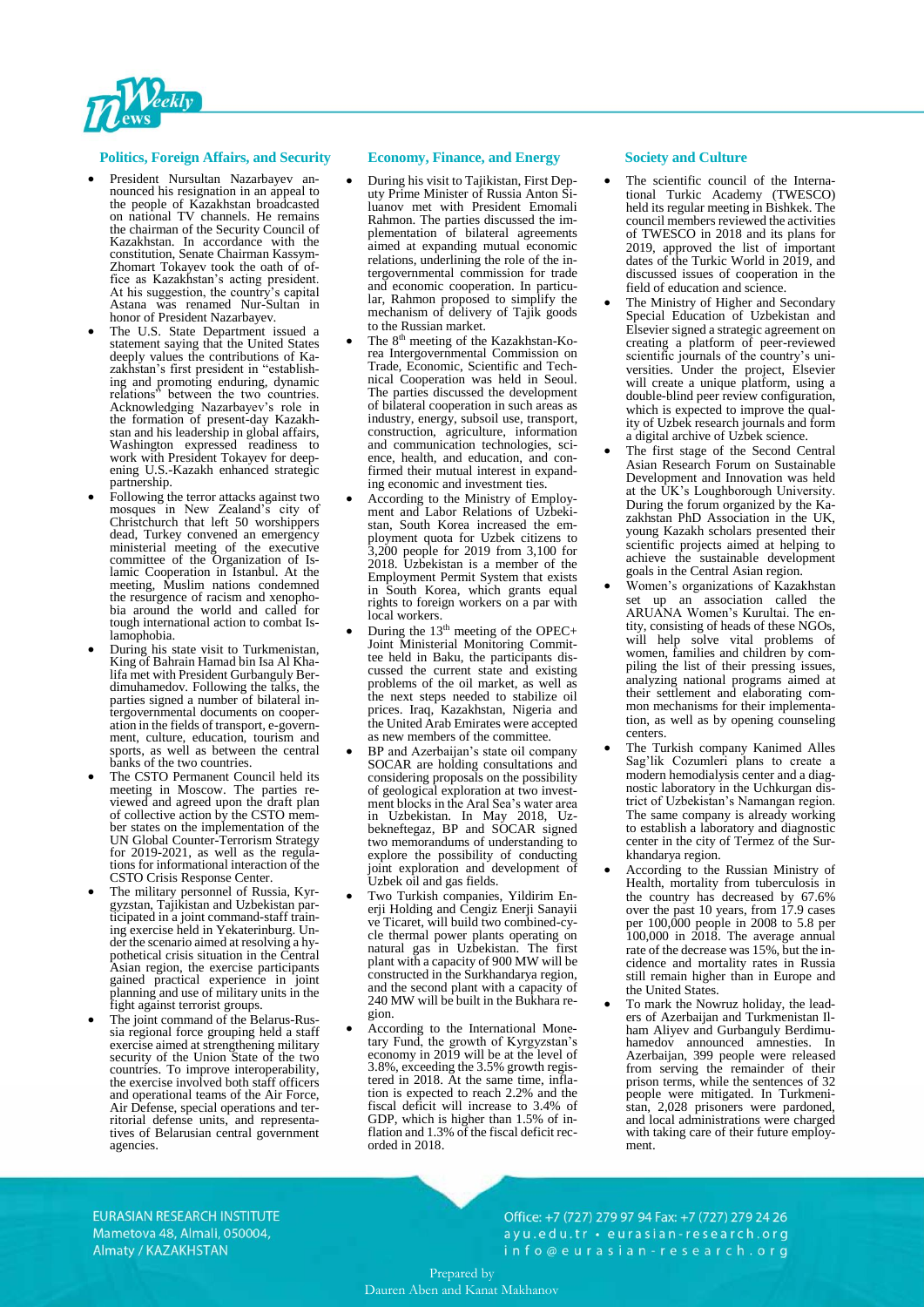## Politics, Foreign Affairs, and Security

- President Nursultan Nazarbayev announced his resignation in an appeal to the people of Kazakhstan broadcasted on national TV channels. He remains the chairman of the Security Council of Kazakhstan. In accordance with the constitution, Senate Chairman Kassym-Zhomart Tokayev took the oath of office as Kazakhstan's acting president. At his suggestion, the country's capital Astana was renamed Nur-Sultan in honor of President Nazarbayev.
- The U.S. State Department issued a statement saying that the United States deeply values the contributions of Kazakhstan's first president in "establishing and promoting enduring, dynamic relations" between the two countries. Acknowledging Nazarbayev's role in the formation of present-day Kazakhstan and his leadership in global affairs, Washington expressed readiness to work with President Tokayev for deepening U.S.-Kazakh enhanced strategic partnership.
- Following the terror attacks against two mosques in New Zealand's city of Christchurch that left 50 worshippers dead, Turkey convened an emergency ministerial meeting of the executive committee of the Organization of Islamic Cooperation in Istanbul. At the meeting, Muslim nations condemned the resurgence of racism and xenophobia around the world and called for tough international action to combat Islamophobia.
- During his state visit to Turkmenistan, King of Bahrain Hamad bin Isa Al Khalifa met with President Gurbanguly Berdimuhamedov. Following the talks, the parties signed a number of bilateral intergovernmental documents on cooperation in the fields of transport, e-government, culture, education, tourism and sports, as well as between the central banks of the two countries.
- The CSTO Permanent Council held its meeting in Moscow. The parties reviewed and agreed upon the draft plan of collective action by the CSTO member states on the implementation of the UN Global Counter-Terrorism Strategy for 2019-2021, as well as the regulations for informational interaction of the CSTO Crisis Response Center.
- The military personnel of Russia, Kyrgyzstan, Tajikistan and Uzbekistan participated in a joint command-staff training exercise held in Yekaterinburg. Under the scenario aimed at resolving a hypothetical crisis situation in the Central Asian region, the exercise participants gained practical experience in joint planning and use of military units in the fight against terrorist groups.
- The joint command of the Belarus-Russia regional force grouping held a staff exercise aimed at strengthening military security of the Union State of the two countries. To improve interoperability, the exercise involved both staff officers and operational teams of the Air Force, Air Defense, special operations and territorial defense units, and representatives of Belarusian central government agencies.

## Economy, Finance, and Energy

- During his visit to Tajikistan, First Deputy Prime Minister of Russia Anton Siluanov met with President Emomali Rahmon. The parties discussed the implementation of bilateral agreements aimed at expanding mutual economic relations, underlining the role of the intergovernmental commission for trade and economic cooperation. In particular, Rahmon proposed to simplify the mechanism of delivery of Tajik goods to the Russian market.
- The 8th meeting of the Kazakhstan-Korea Intergovernmental Commission on Trade, Economic, Scientific and Technical Cooperation was held in Seoul. The parties discussed the development of bilateral cooperation in such areas as industry, energy, subsoil use, transport, construction, agriculture, information and communication technologies, science, health, and education, and confirmed their mutual interest in expanding economic and investment ties.
- According to the Ministry of Employment and Labor Relations of Uzbekistan, South Korea increased the employment quota for Uzbek citizens to 3,200 people for 2019 from 3,100 for 2018. Uzbekistan is a member of the Employment Permit System that exists in South Korea, which grants equal rights to foreign workers on a par with local workers.
- During the 13th meeting of the OPEC+ Joint Ministerial Monitoring Committee held in Baku, the participants discussed the current state and existing problems of the oil market, as well as the next steps needed to stabilize oil prices. Iraq, Kazakhstan, Nigeria and the United Arab Emirates were accepted as new members of the committee.
- BP and Azerbaijan's state oil company SOCAR are holding consultations and considering proposals on the possibility of geological exploration at two investment blocks in the Aral Sea's water area in Uzbekistan. In May 2018, Uzbekneftegaz, BP and SOCAR signed two memorandums of understanding to explore the possibility of conducting joint exploration and development of Uzbek oil and gas fields.
- Two Turkish companies, Yildirim Enerji Holding and Cengiz Enerji Sanayii ve Ticaret, will build two combined-cycle thermal power plants operating on natural gas in Uzbekistan. The first plant with a capacity of 900 MW will be constructed in the Surkhandarya region, and the second plant with a capacity of 240 MW will be built in the Bukhara region.
- According to the International Monetary Fund, the growth of Kyrgyzstan's economy in 2019 will be at the level of 3.8%, exceeding the 3.5% growth registered in 2018. At the same time, inflation is expected to reach 2.2% and the fiscal deficit will increase to 3.4% of GDP, which is higher than 1.5% of inflation and 1.3% of the fiscal deficit recorded in 2018.

## Society and Culture

- The scientific council of the International Turkic Academy (TWESCO) held its regular meeting in Bishkek. The council members reviewed the activities of TWESCO in 2018 and its plans for 2019, approved the list of important dates of the Turkic World in 2019, and discussed issues of cooperation in the field of education and science.
- The Ministry of Higher and Secondary Special Education of Uzbekistan and Elsevier signed a strategic agreement on creating a platform of peer-reviewed scientific journals of the country's universities. Under the project, Elsevier will create a unique platform, using a double-blind peer review configuration, which is expected to improve the quality of Uzbek research journals and form a digital archive of Uzbek science.
- The first stage of the Second Central Asian Research Forum on Sustainable Development and Innovation was held at the UK's Loughborough University. During the forum organized by the Kazakhstan PhD Association in the UK, young Kazakh scholars presented their scientific projects aimed at helping to achieve the sustainable development goals in the Central Asian region.
- Women's organizations of Kazakhstan set up an association called the ARUANA Women's Kurultai. The entity, consisting of heads of these NGOs, will help solve vital problems of women, families and children by compiling the list of their pressing issues, analyzing national programs aimed at their settlement and elaborating common mechanisms for their implementation, as well as by opening counseling centers.
- The Turkish company Kanimed Alles Sag'lik Cozumleri plans to create a modern hemodialysis center and a diagnostic laboratory in the Uchkurgan district of Uzbekistan's Namangan region. The same company is already working to establish a laboratory and diagnostic center in the city of Termez of the Surkhandarya region.
- According to the Russian Ministry of Health, mortality from tuberculosis in the country has decreased by 67.6% over the past 10 years, from 17.9 cases per 100,000 people in 2008 to 5.8 per 100,000 in 2018. The average annual rate of the decrease was 15%, but the incidence and mortality rates in Russia still remain higher than in Europe and the United States.
- To mark the Nowruz holiday, the leaders of Azerbaijan and Turkmenistan Ilham Aliyev and Gurbanguly Berdimuhamedov announced amnesties. In Azerbaijan, 399 people were released from serving the remainder of their prison terms, while the sentences of 32 people were mitigated. In Turkmenistan, 2,028 prisoners were pardoned, and local administrations were charged with taking care of their future employment.

EURASIAN RESEARCH INSTITUTE
Mametova 48, Almali, 050004,
Almaty / KAZAKHSTAN

Office: +7 (727) 279 97 94 Fax: +7 (727) 279 24 26
ayu.edu.tr • eurasian-research.org
info@eurasian-research.org

Prepared by
Dauren Aben and Kanat Makhanov